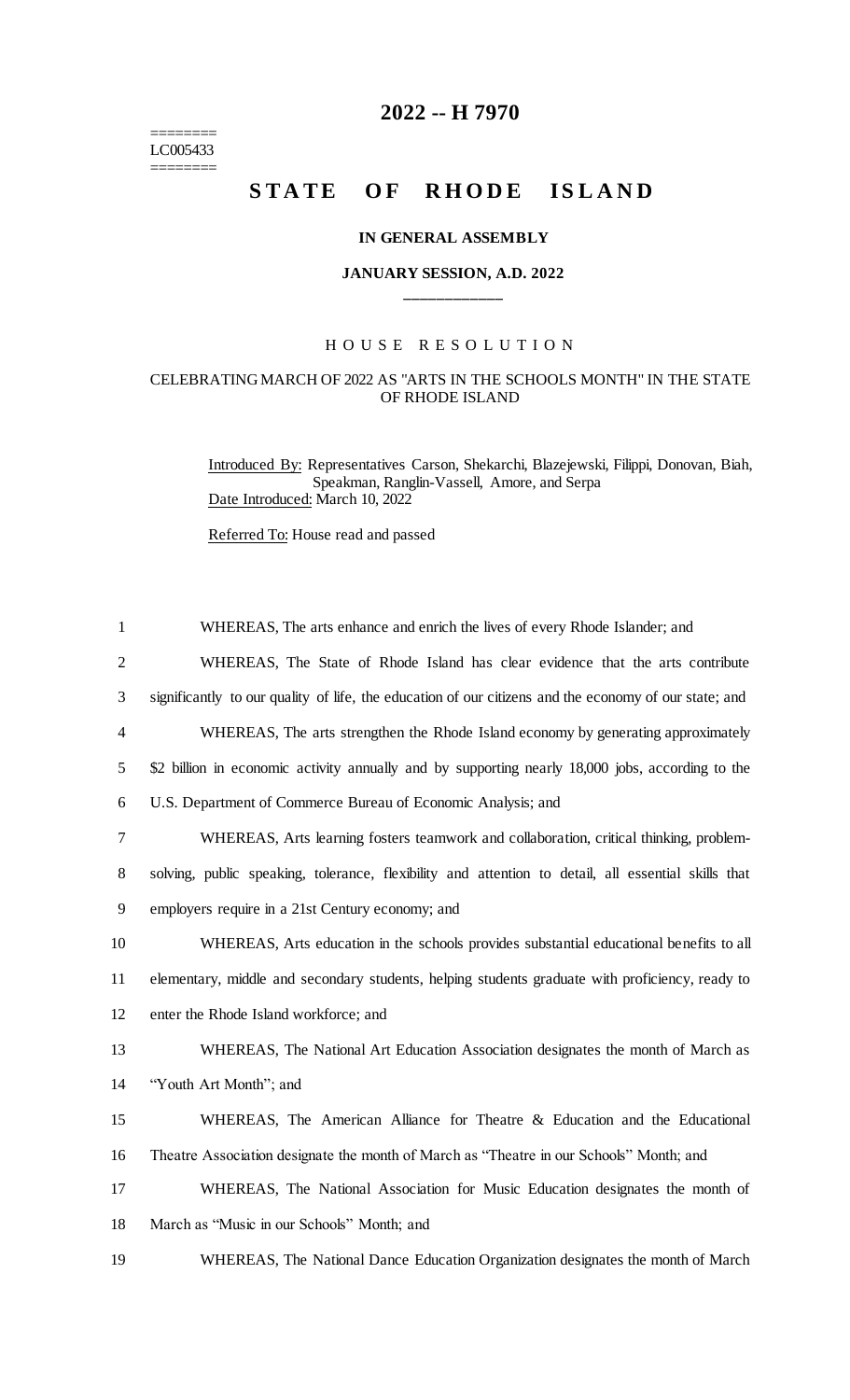========
LC005433
========

# 2022 -- H 7970

# STATE OF RHODE ISLAND

### IN GENERAL ASSEMBLY

### JANUARY SESSION, A.D. 2022

____________

## HOUSE RESOLUTION

### CELEBRATING MARCH OF 2022 AS "ARTS IN THE SCHOOLS MONTH" IN THE STATE OF RHODE ISLAND

Introduced By: Representatives Carson, Shekarchi, Blazejewski, Filippi, Donovan, Biah, Speakman, Ranglin-Vassell, Amore, and Serpa

Date Introduced: March 10, 2022

Referred To: House read and passed

1 WHEREAS, The arts enhance and enrich the lives of every Rhode Islander; and

2 WHEREAS, The State of Rhode Island has clear evidence that the arts contribute
3 significantly to our quality of life, the education of our citizens and the economy of our state; and

4 WHEREAS, The arts strengthen the Rhode Island economy by generating approximately
5 $2 billion in economic activity annually and by supporting nearly 18,000 jobs, according to the
6 U.S. Department of Commerce Bureau of Economic Analysis; and

7 WHEREAS, Arts learning fosters teamwork and collaboration, critical thinking, problem-
8 solving, public speaking, tolerance, flexibility and attention to detail, all essential skills that
9 employers require in a 21st Century economy; and

10 WHEREAS, Arts education in the schools provides substantial educational benefits to all
11 elementary, middle and secondary students, helping students graduate with proficiency, ready to
12 enter the Rhode Island workforce; and

13 WHEREAS, The National Art Education Association designates the month of March as
14 "Youth Art Month"; and

15 WHEREAS, The American Alliance for Theatre & Education and the Educational
16 Theatre Association designate the month of March as "Theatre in our Schools" Month; and

17 WHEREAS, The National Association for Music Education designates the month of
18 March as "Music in our Schools" Month; and

19 WHEREAS, The National Dance Education Organization designates the month of March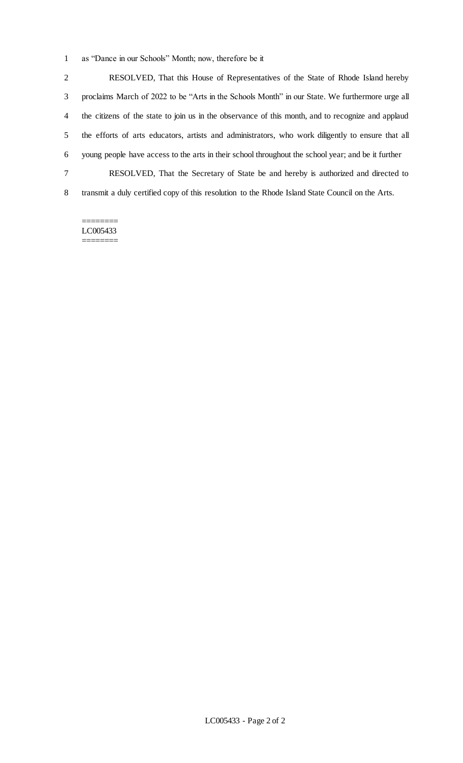as "Dance in our Schools" Month; now, therefore be it

RESOLVED, That this House of Representatives of the State of Rhode Island hereby proclaims March of 2022 to be "Arts in the Schools Month" in our State. We furthermore urge all the citizens of the state to join us in the observance of this month, and to recognize and applaud the efforts of arts educators, artists and administrators, who work diligently to ensure that all young people have access to the arts in their school throughout the school year; and be it further

RESOLVED, That the Secretary of State be and hereby is authorized and directed to transmit a duly certified copy of this resolution to the Rhode Island State Council on the Arts.

========
LC005433
========